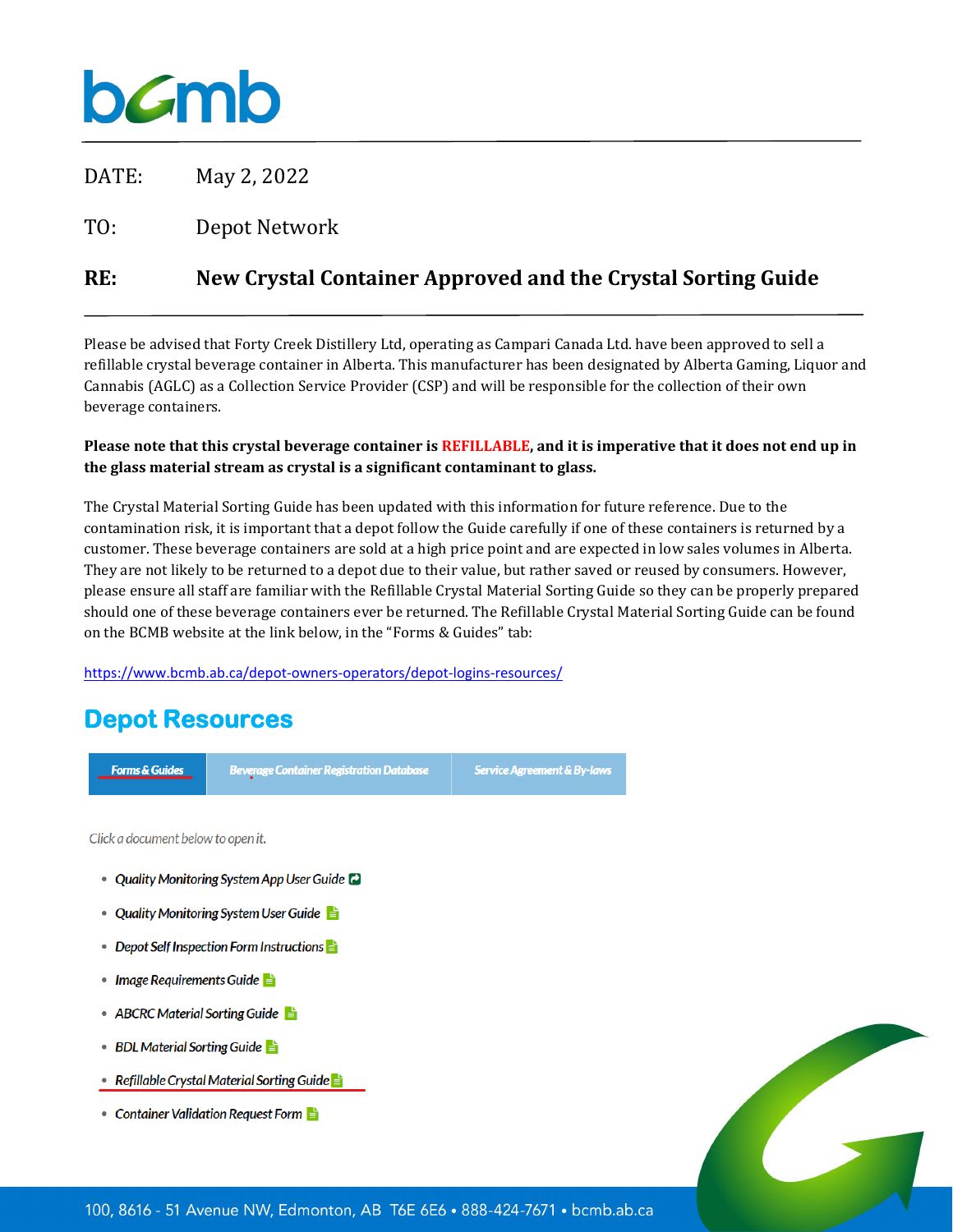DATE: May 2, 2022

TO: Depot Network

**RE: New Crystal Container Approved and the Crystal Sorting Guide**

Please be advised that Forty Creek Distillery Ltd, operating as Campari Canada Ltd. have been approved to sell a refillable crystal beverage container in Alberta. This manufacturer has been designated by Alberta Gaming, Liquor and Cannabis (AGLC) as a Collection Service Provider (CSP) and will be responsible for the collection of their own beverage containers.

**Please note that this crystal beverage container is REFILLABLE, and it is imperative that it does not end up in the glass material stream as crystal is a significant contaminant to glass.**

The Crystal Material Sorting Guide has been updated with this information for future reference. Due to the contamination risk, it is important that a depot follow the Guide carefully if one of these containers is returned by a customer. These beverage containers are sold at a high price point and are expected in low sales volumes in Alberta. They are not likely to be returned to a depot due to their value, but rather saved or reused by consumers. However, please ensure all staff are familiar with the Refillable Crystal Material Sorting Guide so they can be properly prepared should one of these beverage containers ever be returned. The Refillable Crystal Material Sorting Guide can be found on the BCMB website at the link below, in the "Forms & Guides" tab:

https://www.bcmb.ab.ca/depot-owners-operators/depot-logins-resources/

## Depot Resources

| Forms & Guides | Beverage Container Registration Database | Service Agreement & By-laws |
|---|---|---|

*Click a document below to open it.*

- *Quality Monitoring System App User Guide*
- *Quality Monitoring System User Guide*
- *Depot Self Inspection Form Instructions*
- *Image Requirements Guide*
- *ABCRC Material Sorting Guide*
- *BDL Material Sorting Guide*
- *Refillable Crystal Material Sorting Guide*
- *Container Validation Request Form*

100, 8616 - 51 Avenue NW, Edmonton, AB T6E 6E6 • 888-424-7671 • bcmb.ab.ca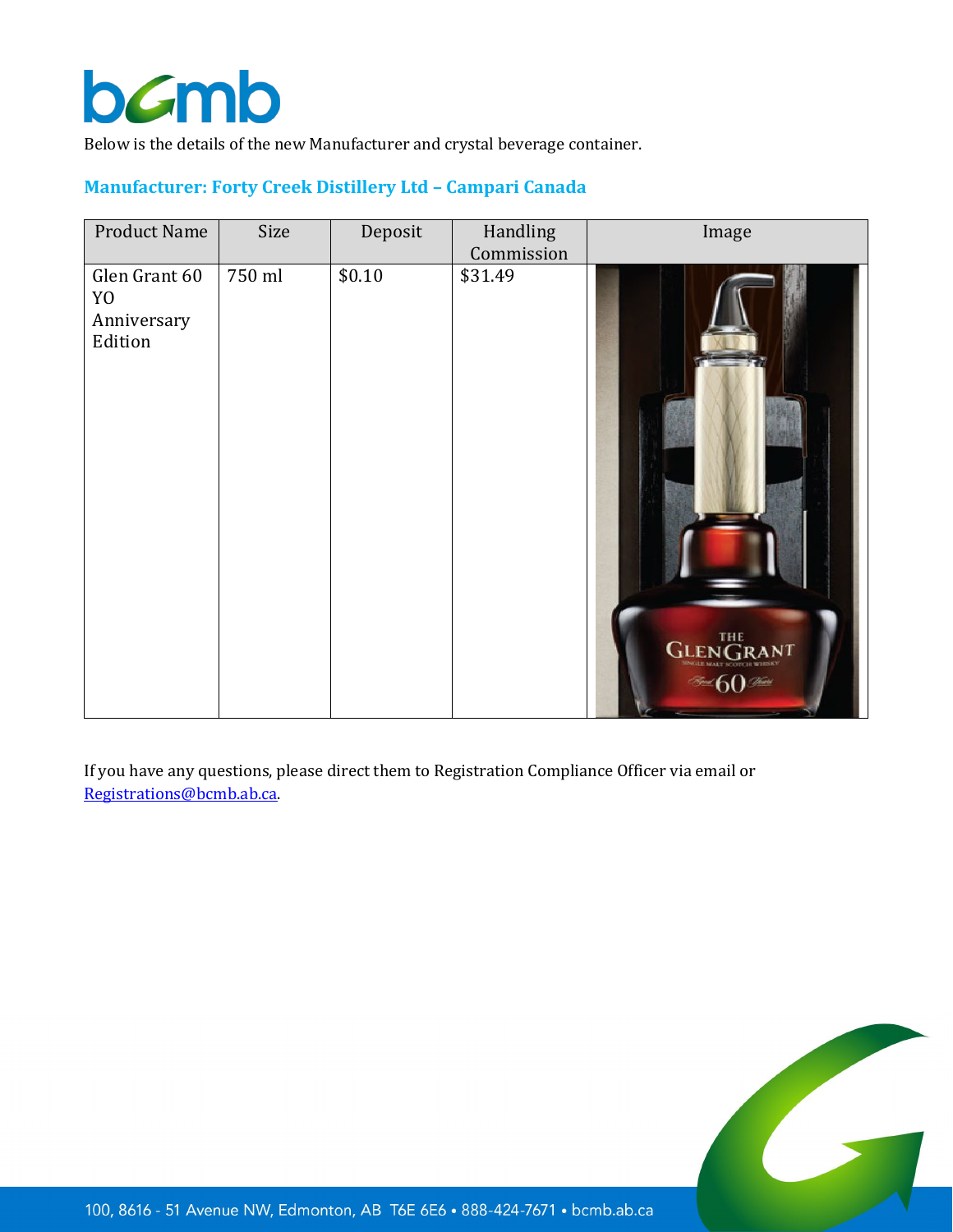Below is the details of the new Manufacturer and crystal beverage container.

## Manufacturer: Forty Creek Distillery Ltd – Campari Canada

| Product Name | Size | Deposit | Handling Commission | Image |
|---|---|---|---|---|
| Glen Grant 60 YO Anniversary Edition | 750 ml | $0.10 | $31.49 | |

If you have any questions, please direct them to Registration Compliance Officer via email or Registrations@bcmb.ab.ca.

100, 8616 - 51 Avenue NW, Edmonton, AB T6E 6E6 • 888-424-7671 • bcmb.ab.ca